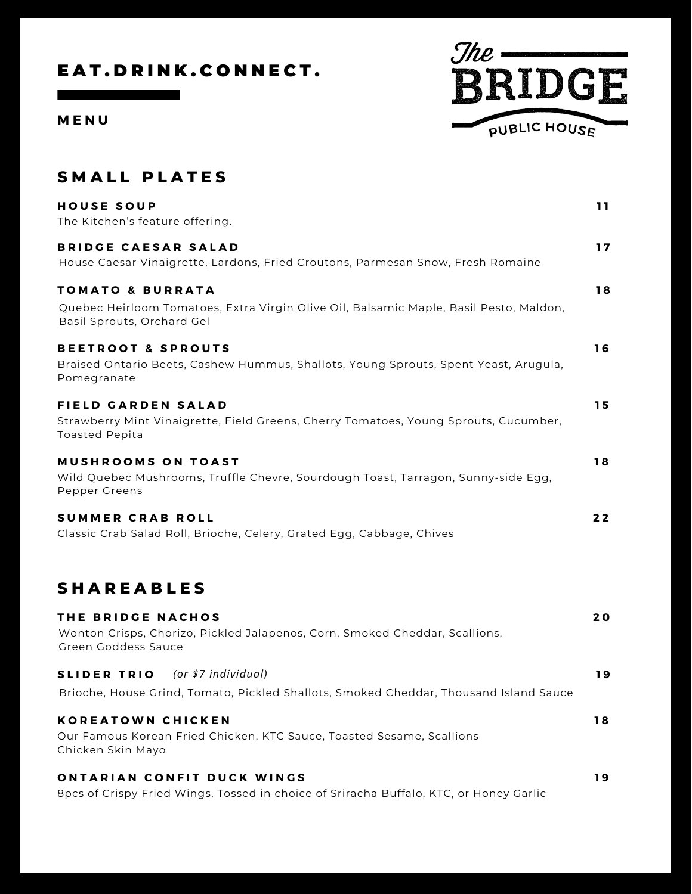# The BRIDGE PUBLIC HOUSE

**EAT.DRINK.CONNECT.**

**MENU**

## SMALL PLATES

**HOUSE SOUP** — 11
The Kitchen's feature offering.

**BRIDGE CAESAR SALAD** — 17
House Caesar Vinaigrette, Lardons, Fried Croutons, Parmesan Snow, Fresh Romaine

**TOMATO & BURRATA** — 18
Quebec Heirloom Tomatoes, Extra Virgin Olive Oil, Balsamic Maple, Basil Pesto, Maldon, Basil Sprouts, Orchard Gel

**BEETROOT & SPROUTS** — 16
Braised Ontario Beets, Cashew Hummus, Shallots, Young Sprouts, Spent Yeast, Arugula, Pomegranate

**FIELD GARDEN SALAD** — 15
Strawberry Mint Vinaigrette, Field Greens, Cherry Tomatoes, Young Sprouts, Cucumber, Toasted Pepita

**MUSHROOMS ON TOAST** — 18
Wild Quebec Mushrooms, Truffle Chevre, Sourdough Toast, Tarragon, Sunny-side Egg, Pepper Greens

**SUMMER CRAB ROLL** — 22
Classic Crab Salad Roll, Brioche, Celery, Grated Egg, Cabbage, Chives

## SHAREABLES

**THE BRIDGE NACHOS** — 20
Wonton Crisps, Chorizo, Pickled Jalapenos, Corn, Smoked Cheddar, Scallions, Green Goddess Sauce

**SLIDER TRIO** *(or $7 individual)* — 19
Brioche, House Grind, Tomato, Pickled Shallots, Smoked Cheddar, Thousand Island Sauce

**KOREATOWN CHICKEN** — 18
Our Famous Korean Fried Chicken, KTC Sauce, Toasted Sesame, Scallions
Chicken Skin Mayo

**ONTARIAN CONFIT DUCK WINGS** — 19
8pcs of Crispy Fried Wings, Tossed in choice of Sriracha Buffalo, KTC, or Honey Garlic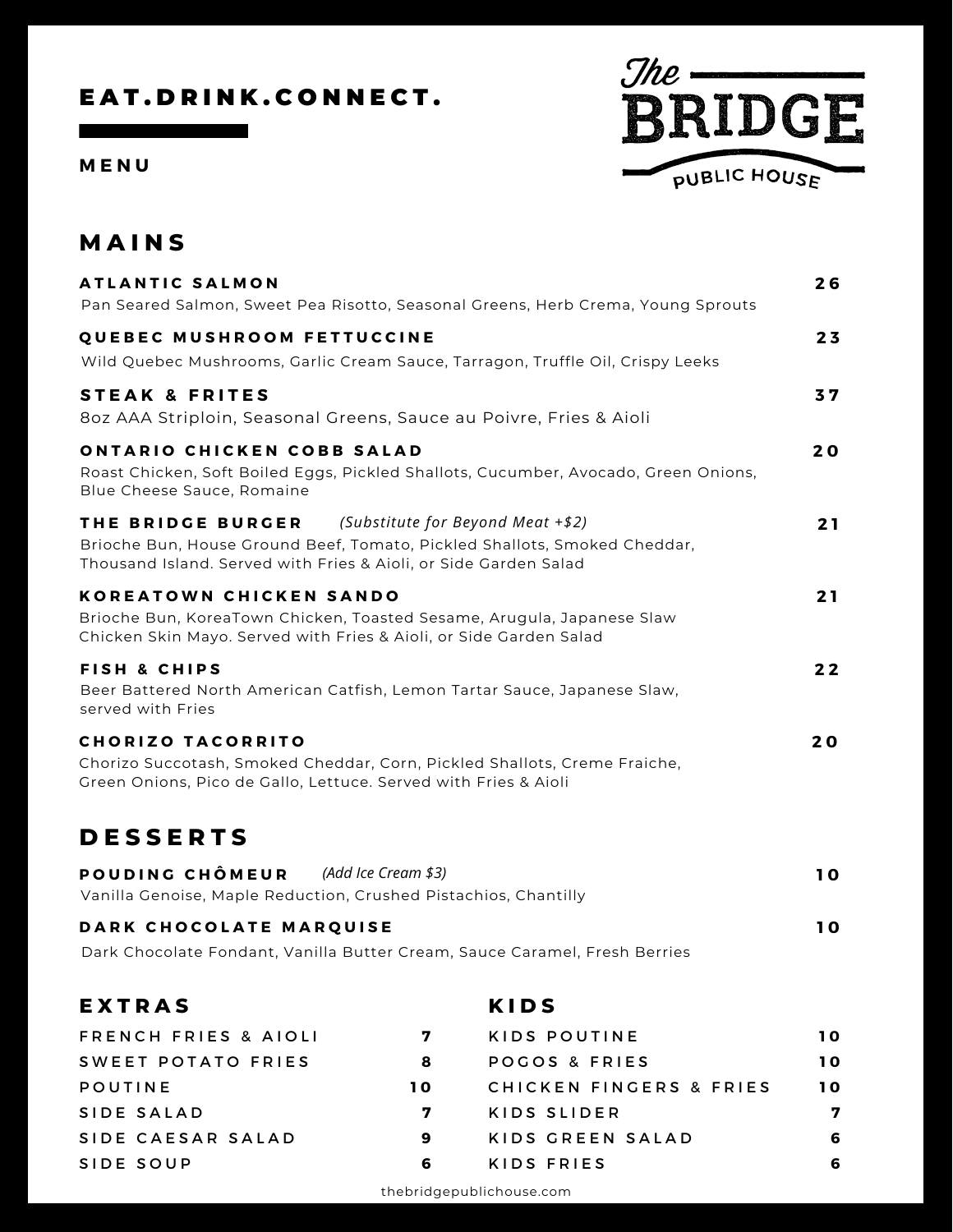**EAT.DRINK.CONNECT.**

**MENU**

**The BRIDGE PUBLIC HOUSE**

## MAINS

**ATLANTIC SALMON** — 26
Pan Seared Salmon, Sweet Pea Risotto, Seasonal Greens, Herb Crema, Young Sprouts

**QUEBEC MUSHROOM FETTUCCINE** — 23
Wild Quebec Mushrooms, Garlic Cream Sauce, Tarragon, Truffle Oil, Crispy Leeks

**STEAK & FRITES** — 37
8oz AAA Striploin, Seasonal Greens, Sauce au Poivre, Fries & Aioli

**ONTARIO CHICKEN COBB SALAD** — 20
Roast Chicken, Soft Boiled Eggs, Pickled Shallots, Cucumber, Avocado, Green Onions, Blue Cheese Sauce, Romaine

**THE BRIDGE BURGER** *(Substitute for Beyond Meat +$2)* — 21
Brioche Bun, House Ground Beef, Tomato, Pickled Shallots, Smoked Cheddar, Thousand Island. Served with Fries & Aioli, or Side Garden Salad

**KOREATOWN CHICKEN SANDO** — 21
Brioche Bun, KoreaTown Chicken, Toasted Sesame, Arugula, Japanese Slaw Chicken Skin Mayo. Served with Fries & Aioli, or Side Garden Salad

**FISH & CHIPS** — 22
Beer Battered North American Catfish, Lemon Tartar Sauce, Japanese Slaw, served with Fries

**CHORIZO TACORRITO** — 20
Chorizo Succotash, Smoked Cheddar, Corn, Pickled Shallots, Creme Fraiche, Green Onions, Pico de Gallo, Lettuce. Served with Fries & Aioli

## DESSERTS

**POUDING CHÔMEUR** *(Add Ice Cream $3)* — 10
Vanilla Genoise, Maple Reduction, Crushed Pistachios, Chantilly

**DARK CHOCOLATE MARQUISE** — 10
Dark Chocolate Fondant, Vanilla Butter Cream, Sauce Caramel, Fresh Berries

## EXTRAS

| | |
|---|---|
| FRENCH FRIES & AIOLI | 7 |
| SWEET POTATO FRIES | 8 |
| POUTINE | 10 |
| SIDE SALAD | 7 |
| SIDE CAESAR SALAD | 9 |
| SIDE SOUP | 6 |

## KIDS

| | |
|---|---|
| KIDS POUTINE | 10 |
| POGOS & FRIES | 10 |
| CHICKEN FINGERS & FRIES | 10 |
| KIDS SLIDER | 7 |
| KIDS GREEN SALAD | 6 |
| KIDS FRIES | 6 |

thebridgepublichouse.com